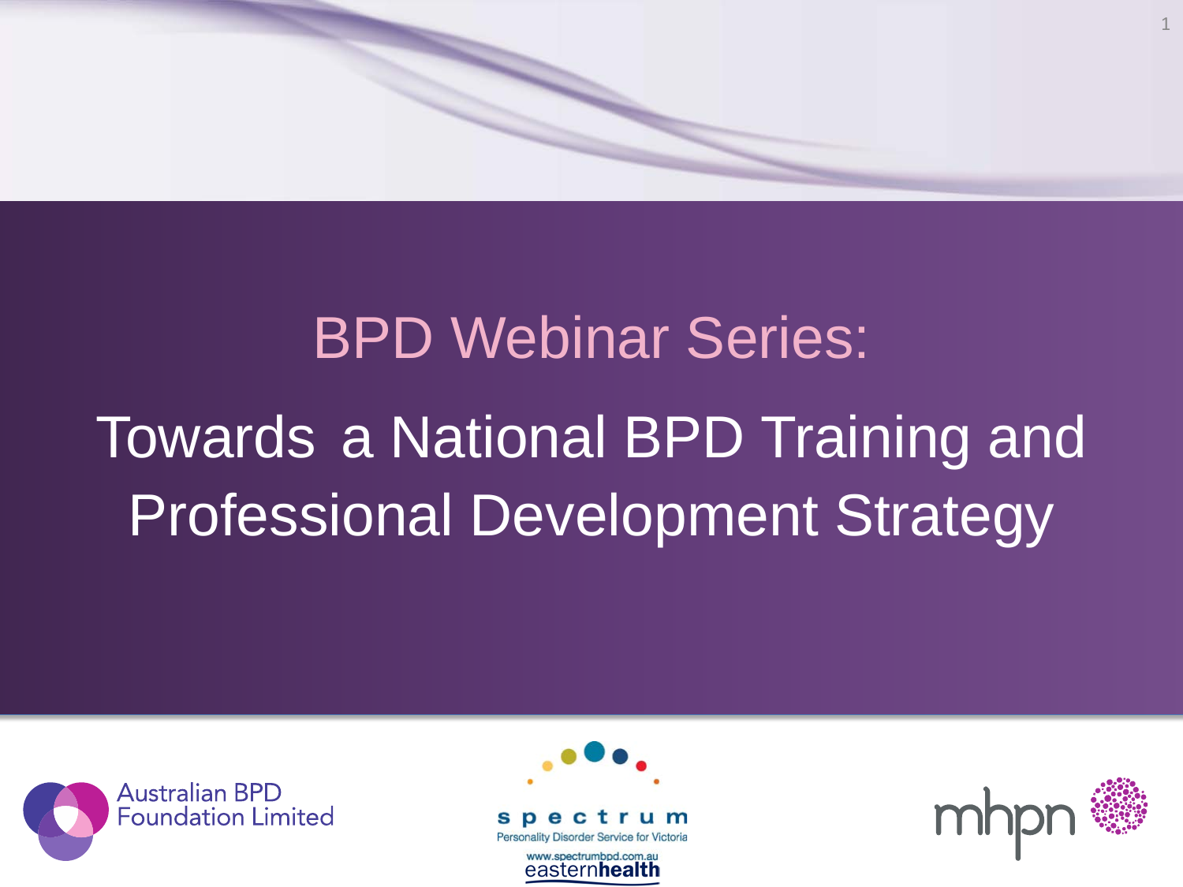# BPD Webinar Series:

## Towards a National BPD Training and Professional Development Strategy

Australian BPD Foundation Limited

spectrum
Personality Disorder Service for Victoria
www.spectrumbpd.com.au
easternhealth

mhpn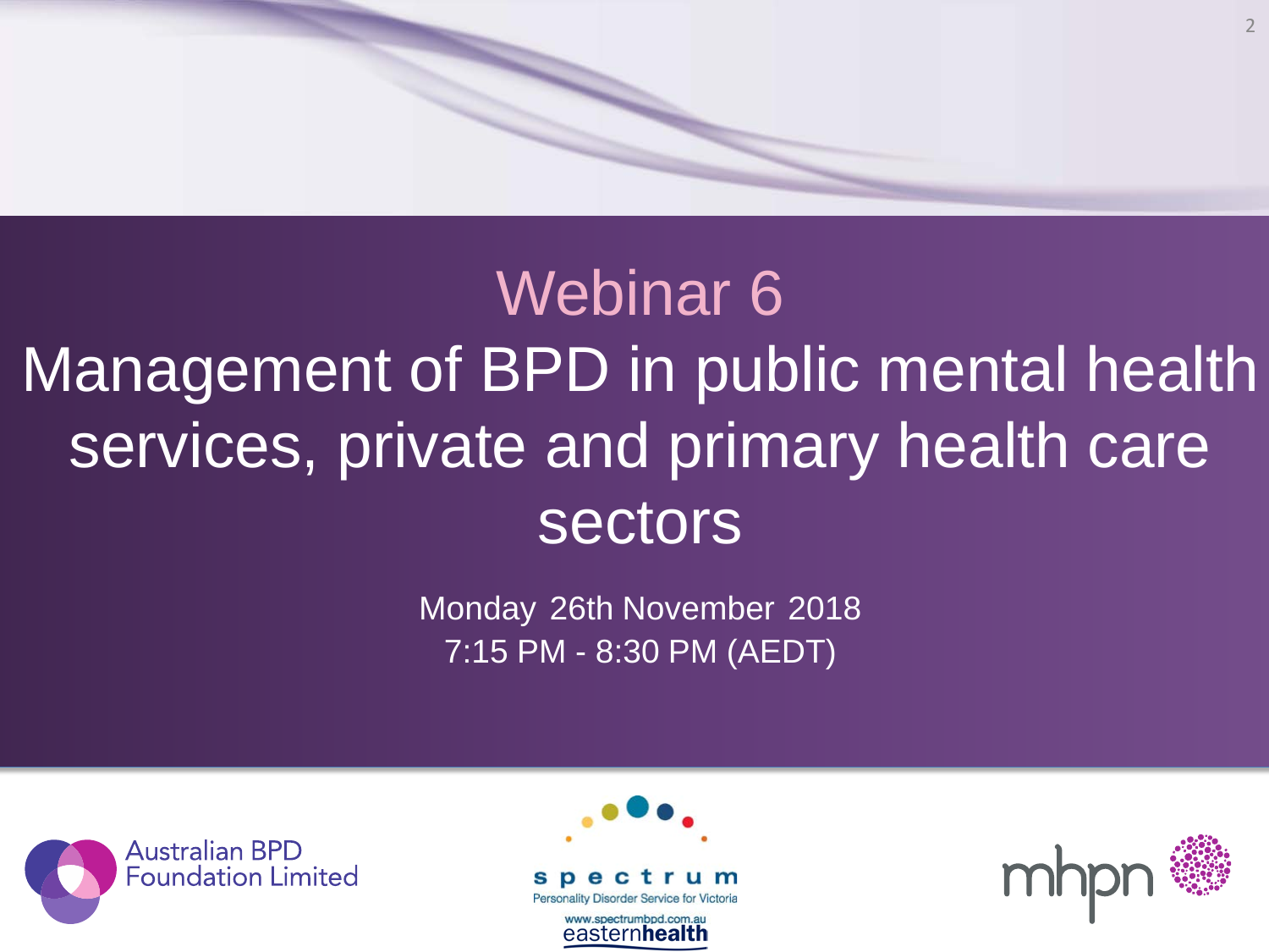# Webinar 6

# Management of BPD in public mental health services, private and primary health care sectors

Monday 26th November 2018

7:15 PM - 8:30 PM (AEDT)

Australian BPD Foundation Limited

spectrum
Personality Disorder Service for Victoria
www.spectrumbpd.com.au
easternhealth

mhpn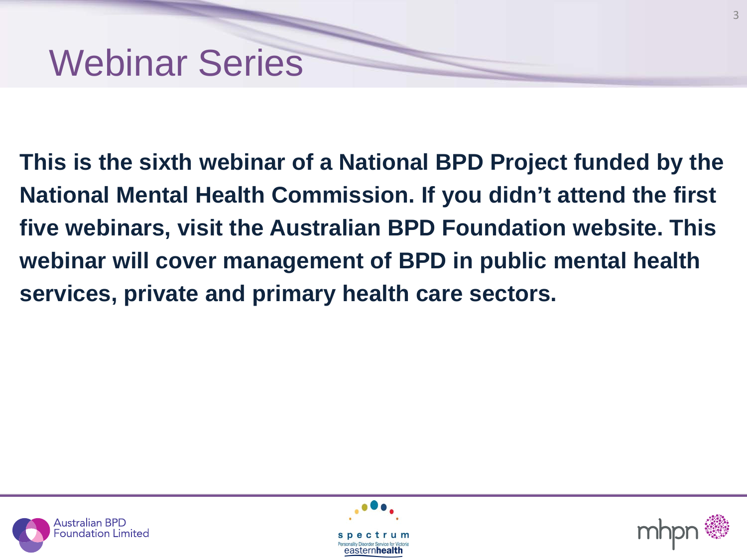# Webinar Series

**This is the sixth webinar of a National BPD Project funded by the National Mental Health Commission. If you didn't attend the first five webinars, visit the Australian BPD Foundation website. This webinar will cover management of BPD in public mental health services, private and primary health care sectors.**

Australian BPD Foundation Limited

spectrum Personality Disorder Service for Victoria easternhealth

mhpn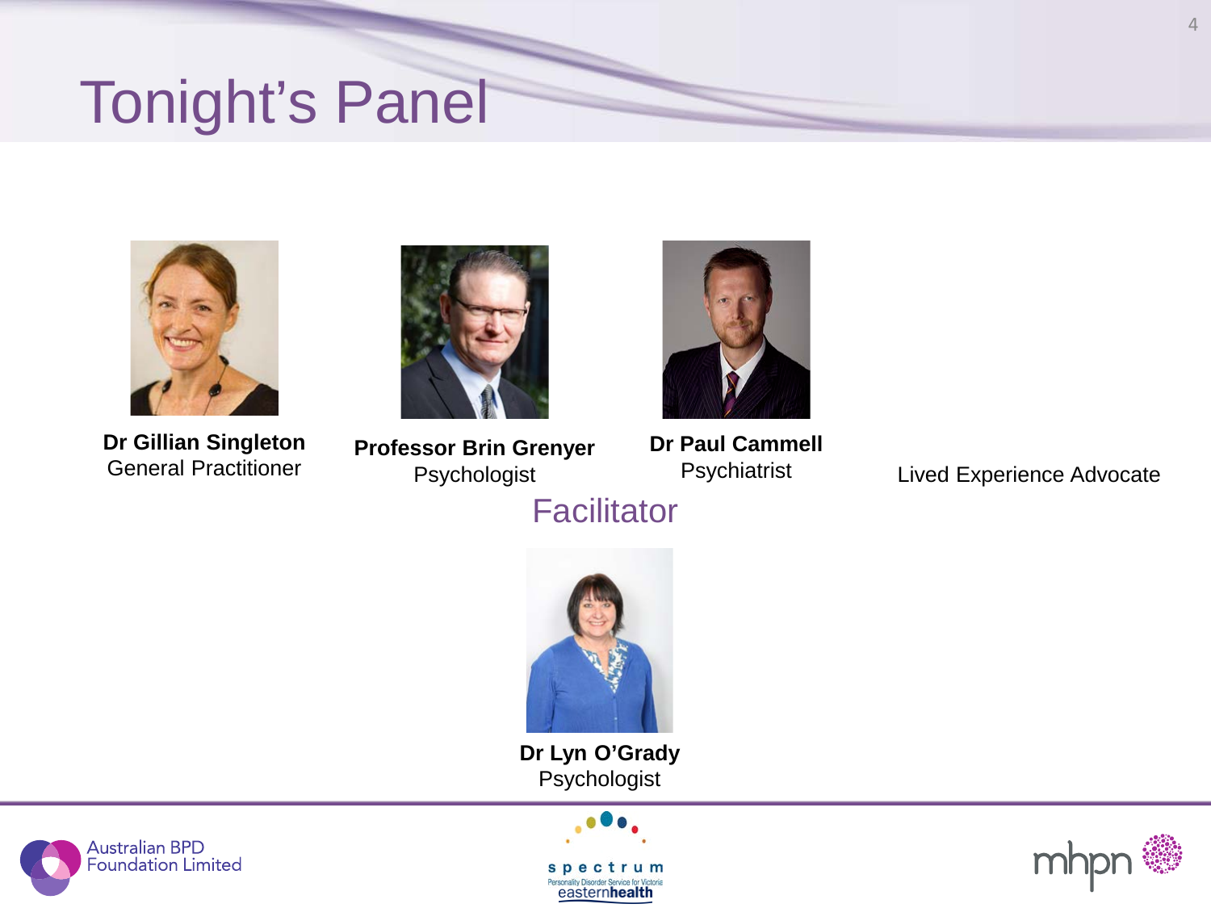# Tonight's Panel

**Dr Gillian Singleton**
General Practitioner

**Professor Brin Grenyer**
Psychologist

**Dr Paul Cammell**
Psychiatrist

Lived Experience Advocate

## Facilitator

**Dr Lyn O'Grady**
Psychologist

Australian BPD Foundation Limited

spectrum
Personality Disorder Service for Victoria
easternhealth

mhpn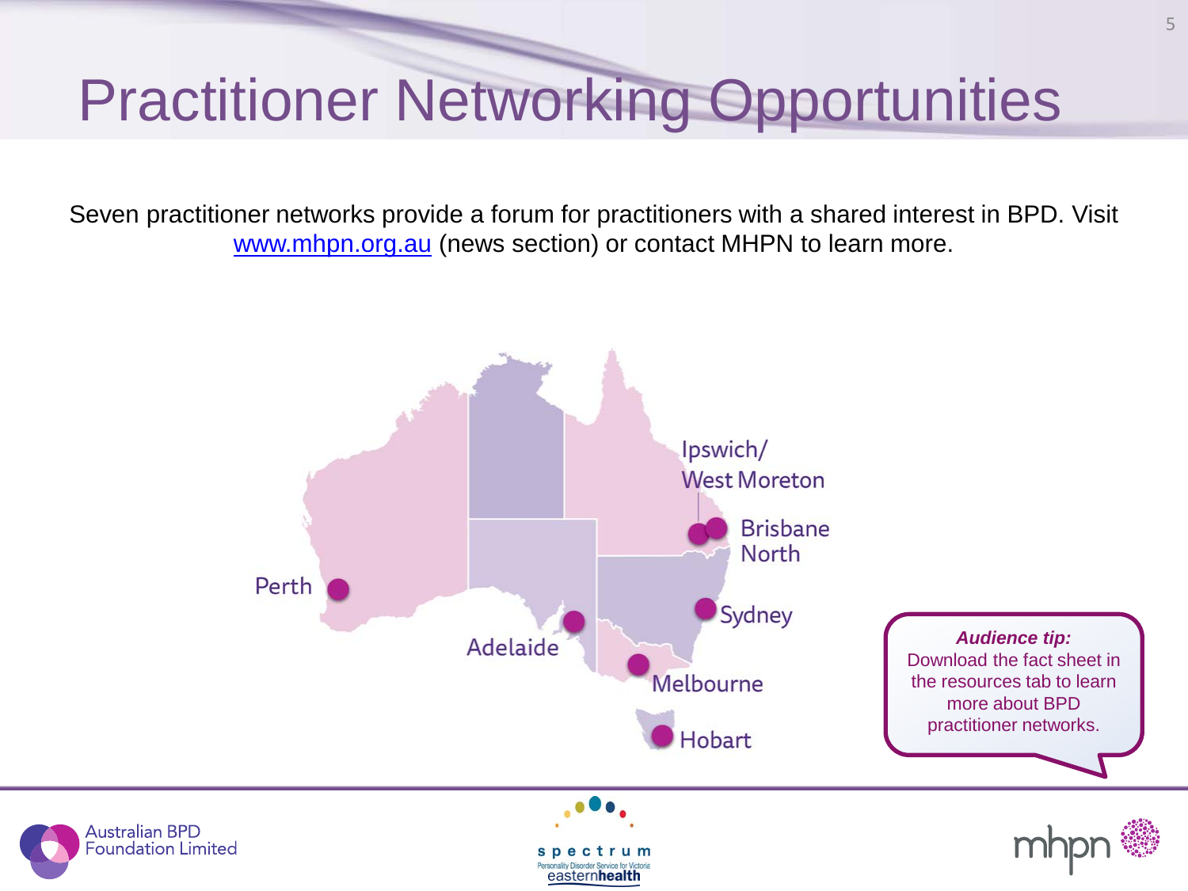# Practitioner Networking Opportunities

Seven practitioner networks provide a forum for practitioners with a shared interest in BPD. Visit www.mhpn.org.au (news section) or contact MHPN to learn more.

- Perth
- Adelaide
- Melbourne
- Hobart
- Sydney
- Brisbane North
- Ipswich/ West Moreton

***Audience tip:***
Download the fact sheet in the resources tab to learn more about BPD practitioner networks.

Australian BPD Foundation Limited

spectrum
Personality Disorder Service for Victoria
easternhealth

mhpn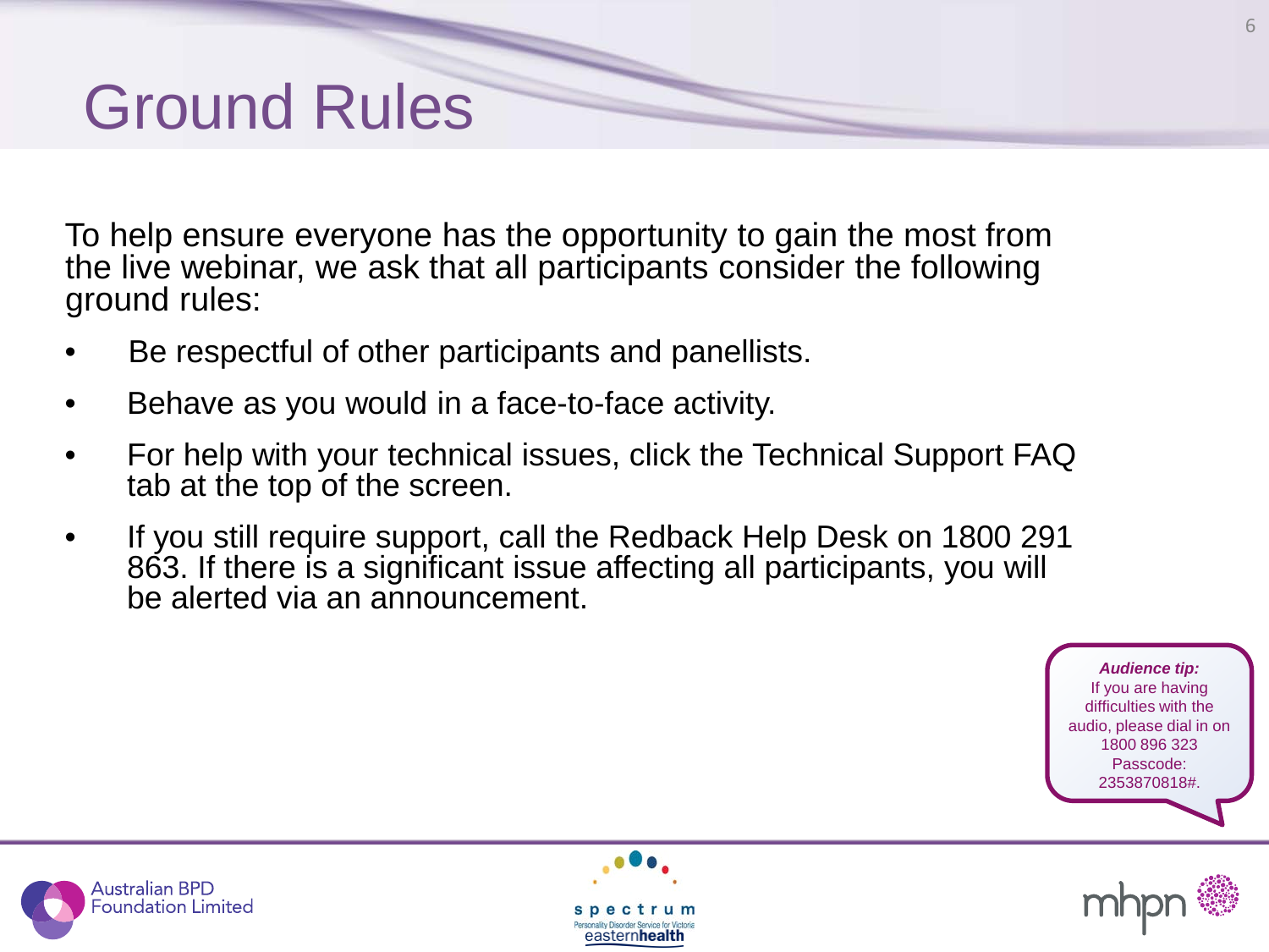# Ground Rules

To help ensure everyone has the opportunity to gain the most from the live webinar, we ask that all participants consider the following ground rules:

- Be respectful of other participants and panellists.
- Behave as you would in a face-to-face activity.
- For help with your technical issues, click the Technical Support FAQ tab at the top of the screen.
- If you still require support, call the Redback Help Desk on 1800 291 863. If there is a significant issue affecting all participants, you will be alerted via an announcement.

***Audience tip:***
If you are having difficulties with the audio, please dial in on 1800 896 323 Passcode: 2353870818#.

Australian BPD Foundation Limited

spectrum Personality Disorder Service for Victoria easternhealth

mhpn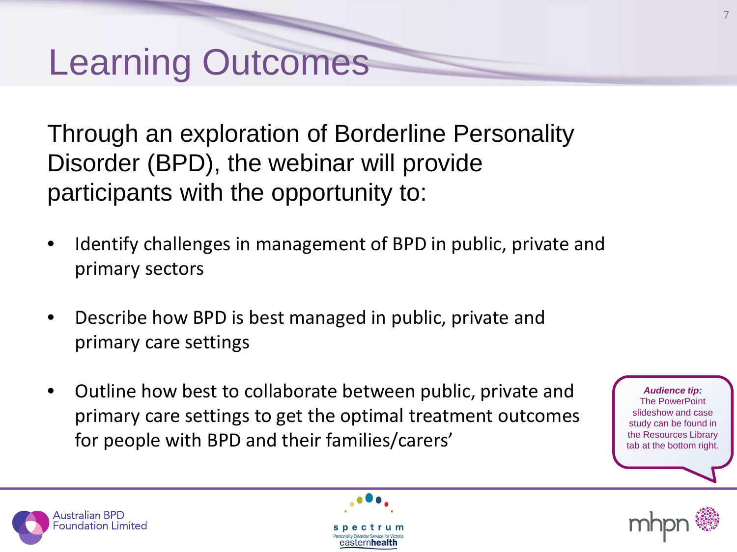# Learning Outcomes

Through an exploration of Borderline Personality Disorder (BPD), the webinar will provide participants with the opportunity to:

- Identify challenges in management of BPD in public, private and primary sectors
- Describe how BPD is best managed in public, private and primary care settings
- Outline how best to collaborate between public, private and primary care settings to get the optimal treatment outcomes for people with BPD and their families/carers'

***Audience tip:*** The PowerPoint slideshow and case study can be found in the Resources Library tab at the bottom right.

Australian BPD Foundation Limited

spectrum Personality Disorder Service for Victoria eastern**health**

mhpn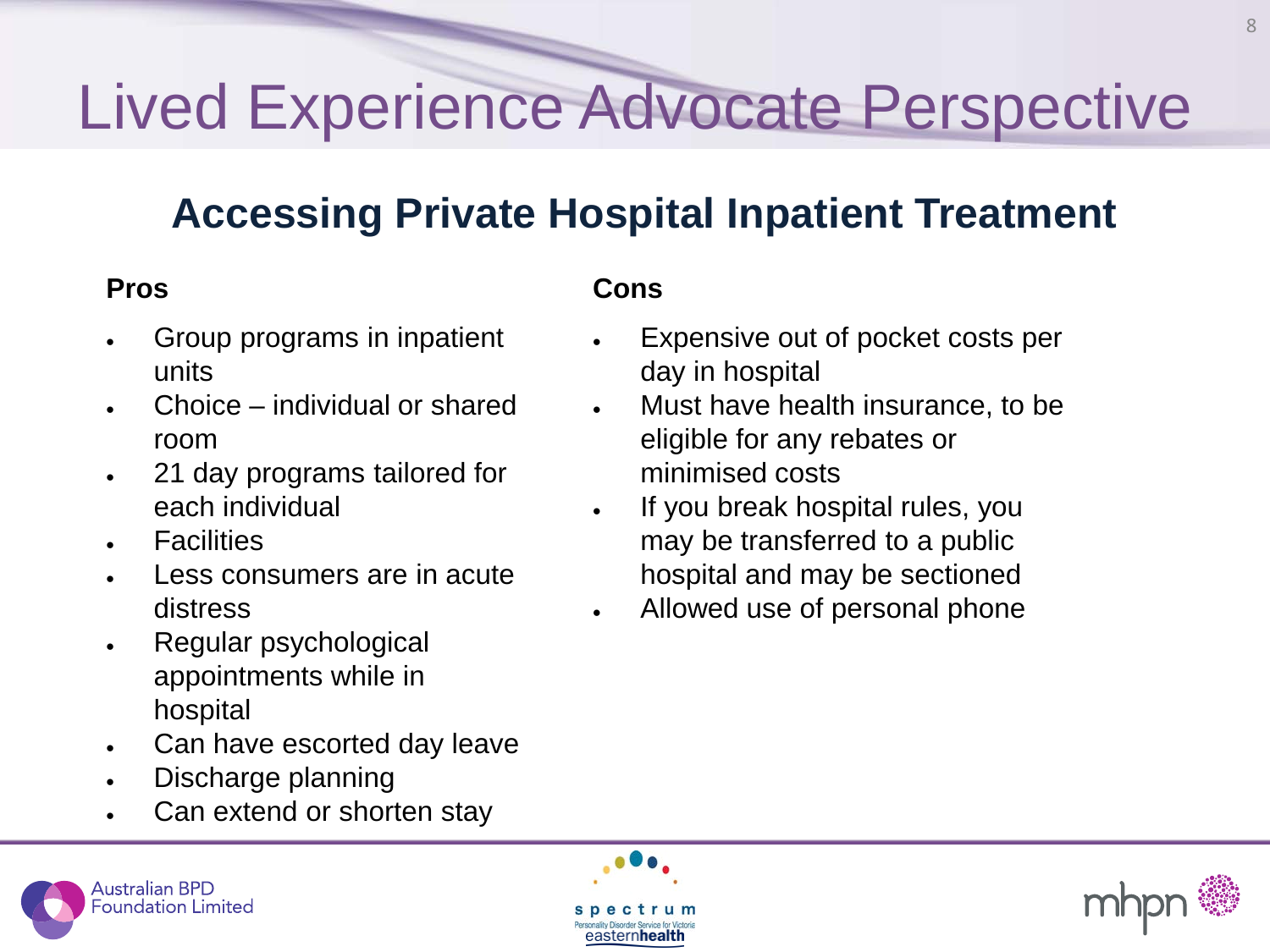# Lived Experience Advocate Perspective

## Accessing Private Hospital Inpatient Treatment

**Pros**

- Group programs in inpatient units
- Choice – individual or shared room
- 21 day programs tailored for each individual
- Facilities
- Less consumers are in acute distress
- Regular psychological appointments while in hospital
- Can have escorted day leave
- Discharge planning
- Can extend or shorten stay

**Cons**

- Expensive out of pocket costs per day in hospital
- Must have health insurance, to be eligible for any rebates or minimised costs
- If you break hospital rules, you may be transferred to a public hospital and may be sectioned
- Allowed use of personal phone

Australian BPD Foundation Limited

spectrum Personality Disorder Service for Victoria easternhealth

mhpn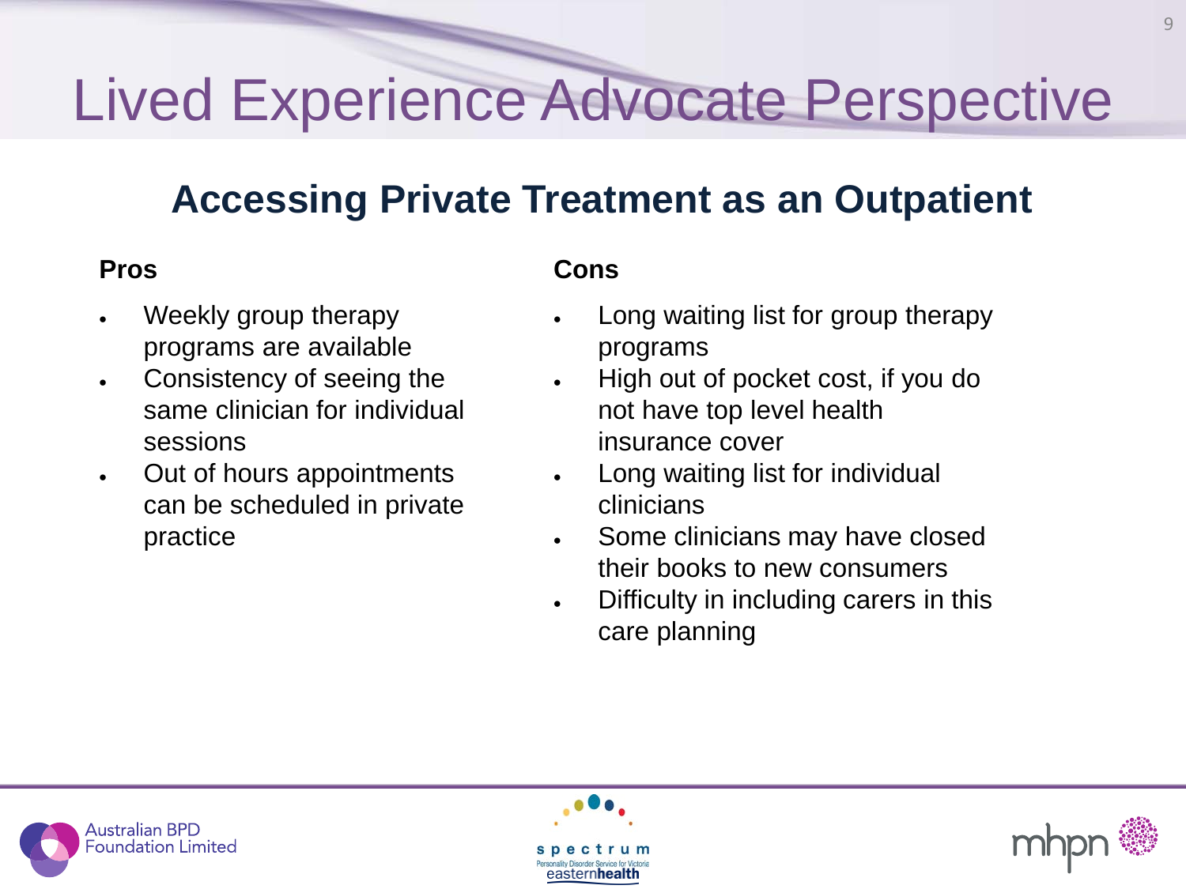# Lived Experience Advocate Perspective

## Accessing Private Treatment as an Outpatient

**Pros**

- Weekly group therapy programs are available
- Consistency of seeing the same clinician for individual sessions
- Out of hours appointments can be scheduled in private practice

**Cons**

- Long waiting list for group therapy programs
- High out of pocket cost, if you do not have top level health insurance cover
- Long waiting list for individual clinicians
- Some clinicians may have closed their books to new consumers
- Difficulty in including carers in this care planning

Australian BPD Foundation Limited

spectrum
Personality Disorder Service for Victoria
easternhealth

mhpn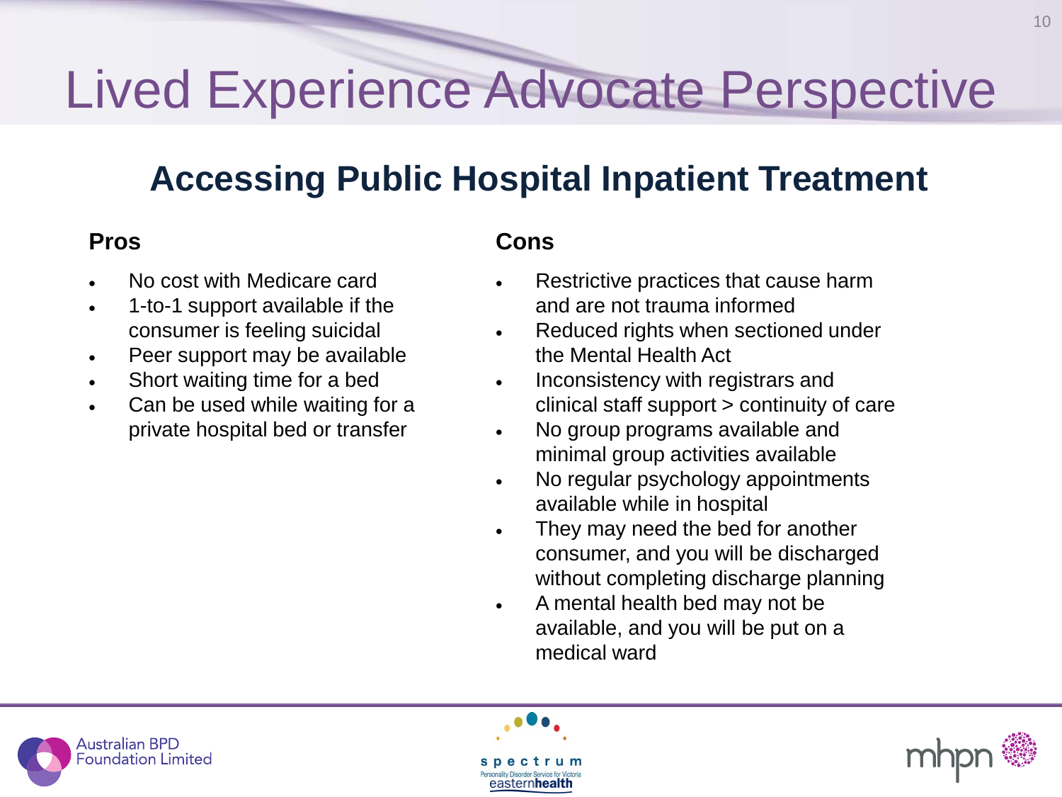# Lived Experience Advocate Perspective

## Accessing Public Hospital Inpatient Treatment

### Pros

- No cost with Medicare card
- 1-to-1 support available if the consumer is feeling suicidal
- Peer support may be available
- Short waiting time for a bed
- Can be used while waiting for a private hospital bed or transfer

### Cons

- Restrictive practices that cause harm and are not trauma informed
- Reduced rights when sectioned under the Mental Health Act
- Inconsistency with registrars and clinical staff support > continuity of care
- No group programs available and minimal group activities available
- No regular psychology appointments available while in hospital
- They may need the bed for another consumer, and you will be discharged without completing discharge planning
- A mental health bed may not be available, and you will be put on a medical ward

Australian BPD Foundation Limited

spectrum Personality Disorder Service for Victoria easternhealth

mhpn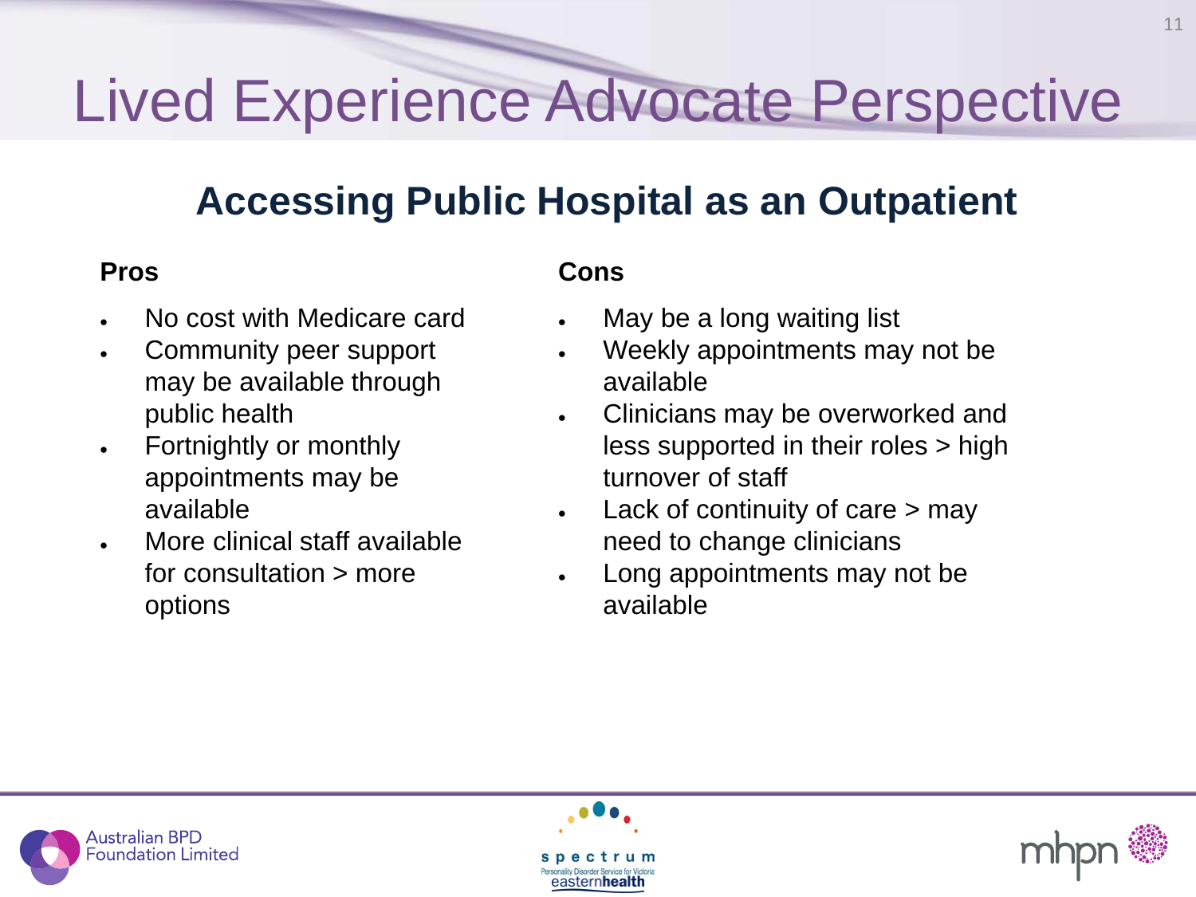# Lived Experience Advocate Perspective

## Accessing Public Hospital as an Outpatient

**Pros**

- No cost with Medicare card
- Community peer support may be available through public health
- Fortnightly or monthly appointments may be available
- More clinical staff available for consultation > more options

**Cons**

- May be a long waiting list
- Weekly appointments may not be available
- Clinicians may be overworked and less supported in their roles > high turnover of staff
- Lack of continuity of care > may need to change clinicians
- Long appointments may not be available

Australian BPD Foundation Limited

spectrum Personality Disorder Service for Victoria easternhealth

mhpn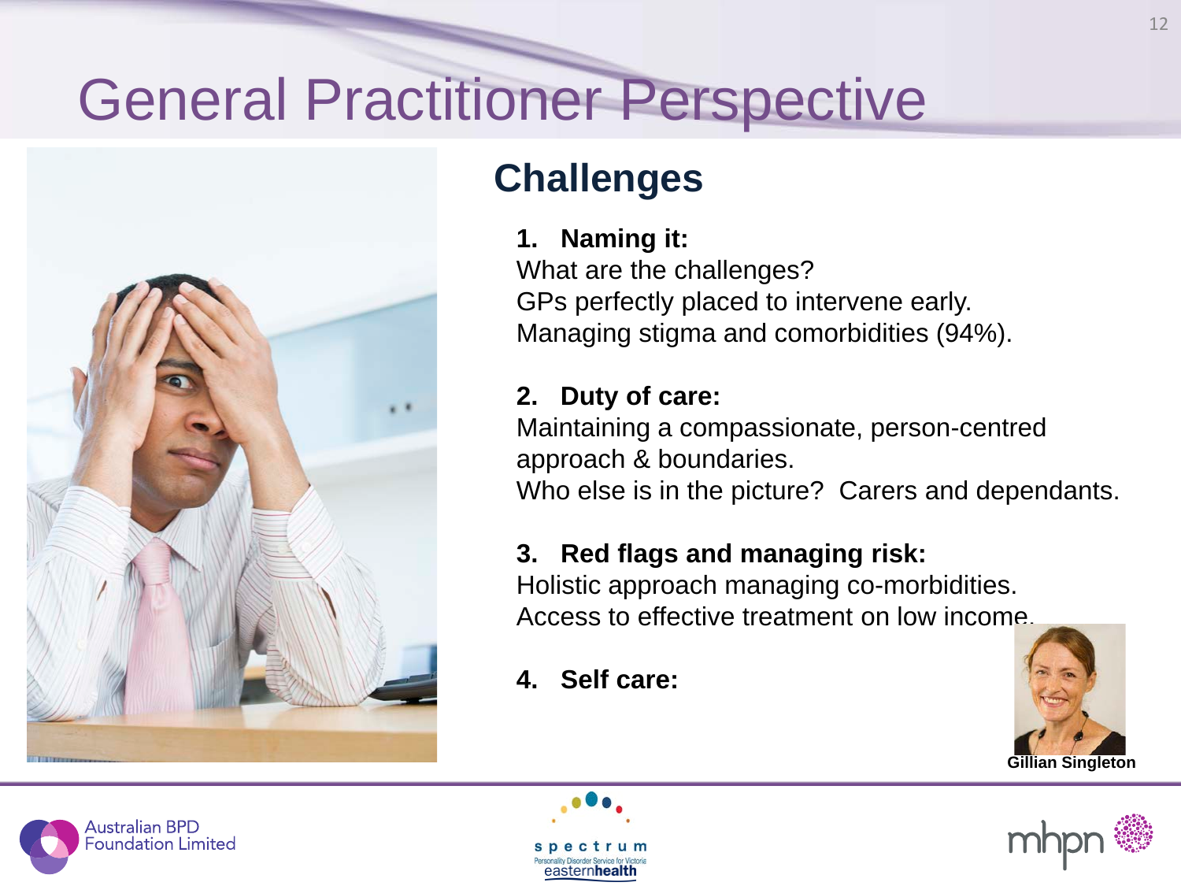# General Practitioner Perspective

## Challenges

1. **Naming it:**
   What are the challenges?
   GPs perfectly placed to intervene early.
   Managing stigma and comorbidities (94%).

2. **Duty of care:**
   Maintaining a compassionate, person-centred approach & boundaries.
   Who else is in the picture? Carers and dependants.

3. **Red flags and managing risk:**
   Holistic approach managing co-morbidities.
   Access to effective treatment on low income.

4. **Self care:**

**Gillian Singleton**

Australian BPD Foundation Limited

spectrum
Personality Disorder Service for Victoria
easternhealth

mhpn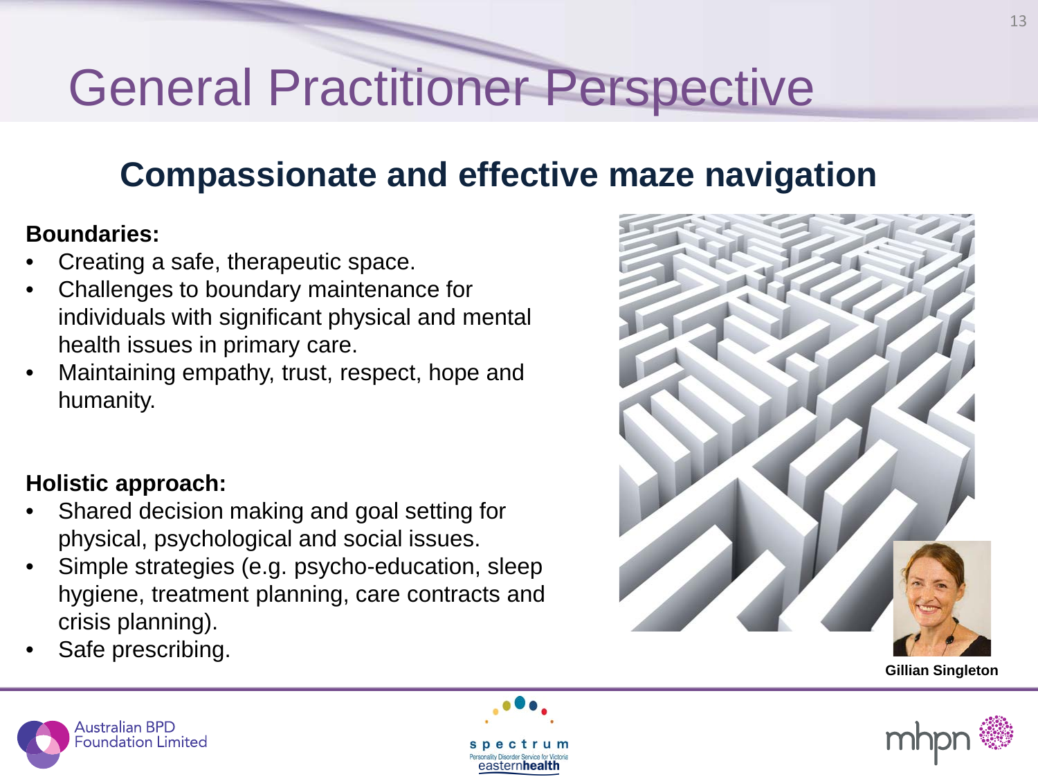# General Practitioner Perspective

## Compassionate and effective maze navigation

**Boundaries:**

- Creating a safe, therapeutic space.
- Challenges to boundary maintenance for individuals with significant physical and mental health issues in primary care.
- Maintaining empathy, trust, respect, hope and humanity.

**Holistic approach:**

- Shared decision making and goal setting for physical, psychological and social issues.
- Simple strategies (e.g. psycho-education, sleep hygiene, treatment planning, care contracts and crisis planning).
- Safe prescribing.

**Gillian Singleton**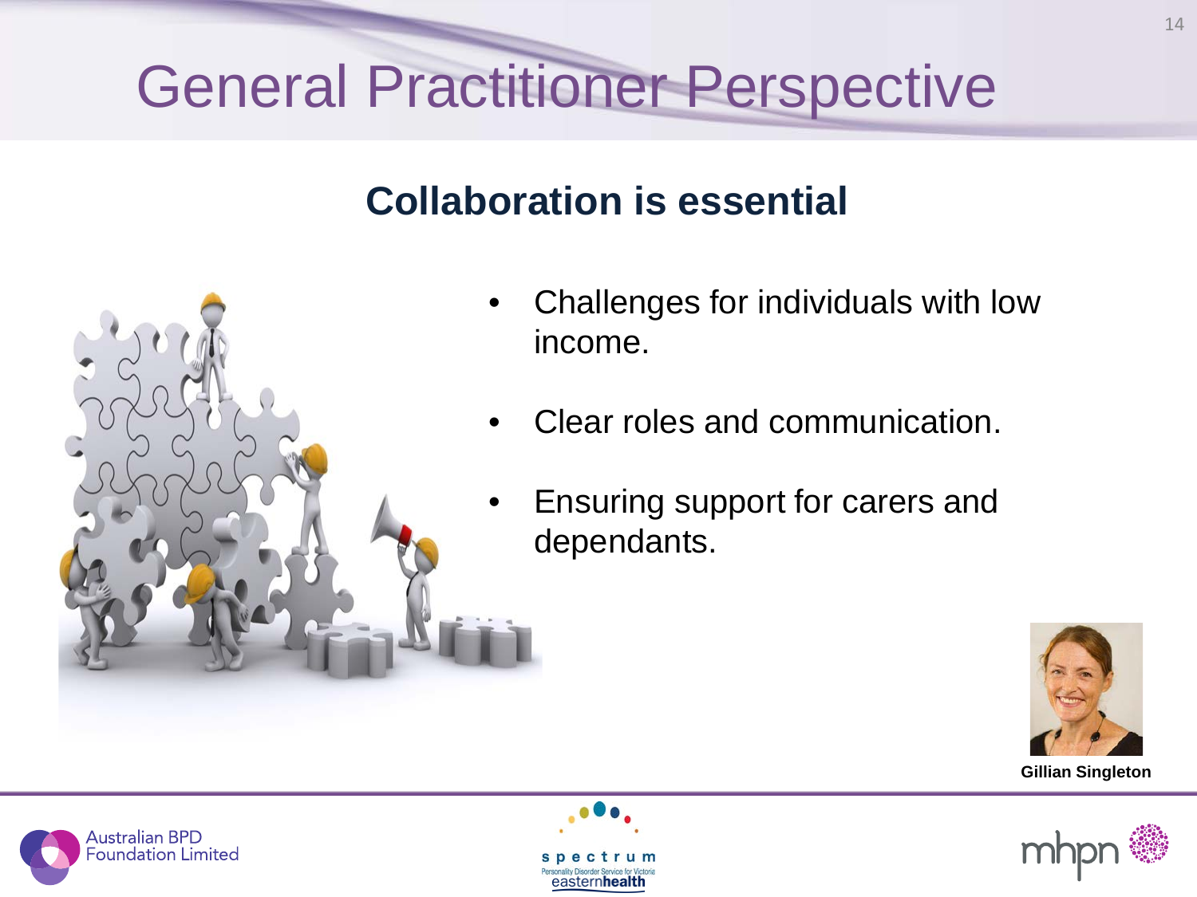# General Practitioner Perspective

## Collaboration is essential

- Challenges for individuals with low income.
- Clear roles and communication.
- Ensuring support for carers and dependants.

**Gillian Singleton**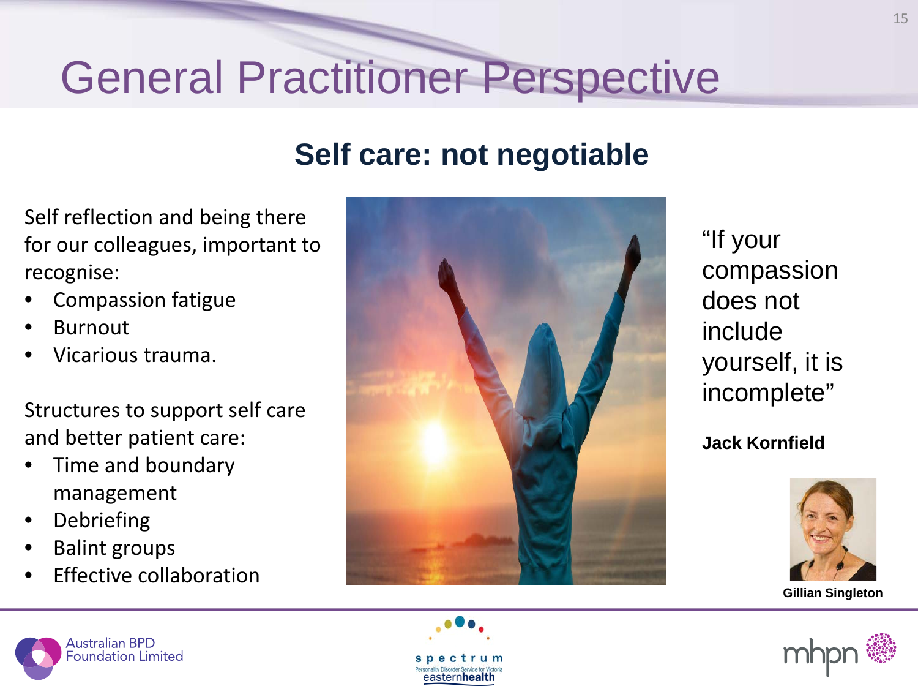# General Practitioner Perspective

## Self care: not negotiable

Self reflection and being there for our colleagues, important to recognise:

- Compassion fatigue
- Burnout
- Vicarious trauma.

Structures to support self care and better patient care:

- Time and boundary management
- Debriefing
- Balint groups
- Effective collaboration

"If your compassion does not include yourself, it is incomplete"

**Jack Kornfield**

**Gillian Singleton**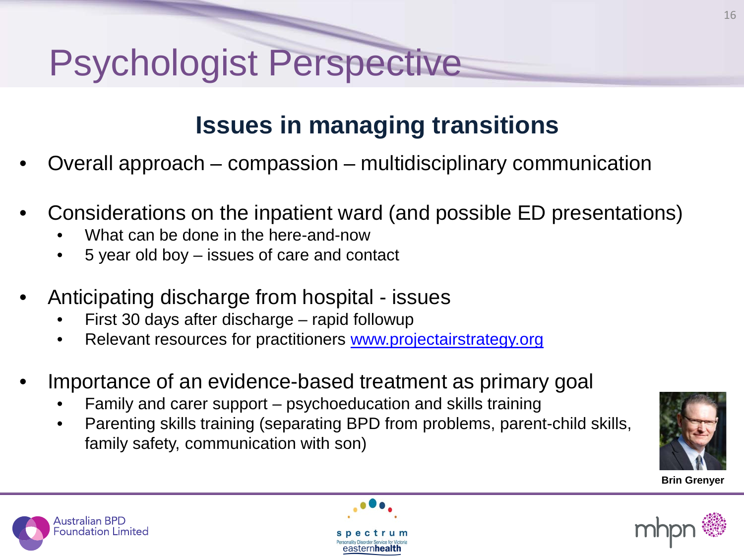# Psychologist Perspective

## Issues in managing transitions

- Overall approach – compassion – multidisciplinary communication
- Considerations on the inpatient ward (and possible ED presentations)
  - What can be done in the here-and-now
  - 5 year old boy – issues of care and contact
- Anticipating discharge from hospital - issues
  - First 30 days after discharge – rapid followup
  - Relevant resources for practitioners www.projectairstrategy.org
- Importance of an evidence-based treatment as primary goal
  - Family and carer support – psychoeducation and skills training
  - Parenting skills training (separating BPD from problems, parent-child skills, family safety, communication with son)

**Brin Grenyer**

Australian BPD Foundation Limited

spectrum Personality Disorder Service for Victoria easternhealth

mhpn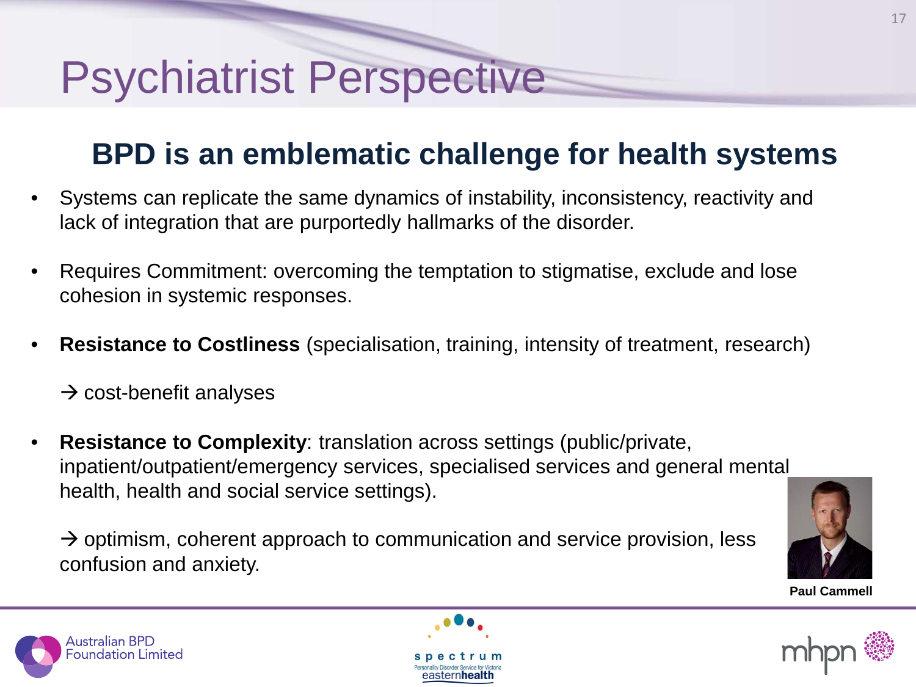# Psychiatrist Perspective

## BPD is an emblematic challenge for health systems

- Systems can replicate the same dynamics of instability, inconsistency, reactivity and lack of integration that are purportedly hallmarks of the disorder.
- Requires Commitment: overcoming the temptation to stigmatise, exclude and lose cohesion in systemic responses.
- **Resistance to Costliness** (specialisation, training, intensity of treatment, research)

  → cost-benefit analyses

- **Resistance to Complexity**: translation across settings (public/private, inpatient/outpatient/emergency services, specialised services and general mental health, health and social service settings).

  → optimism, coherent approach to communication and service provision, less confusion and anxiety.

**Paul Cammell**

Australian BPD Foundation Limited

spectrum Personality Disorder Service for Victoria easternhealth

mhpn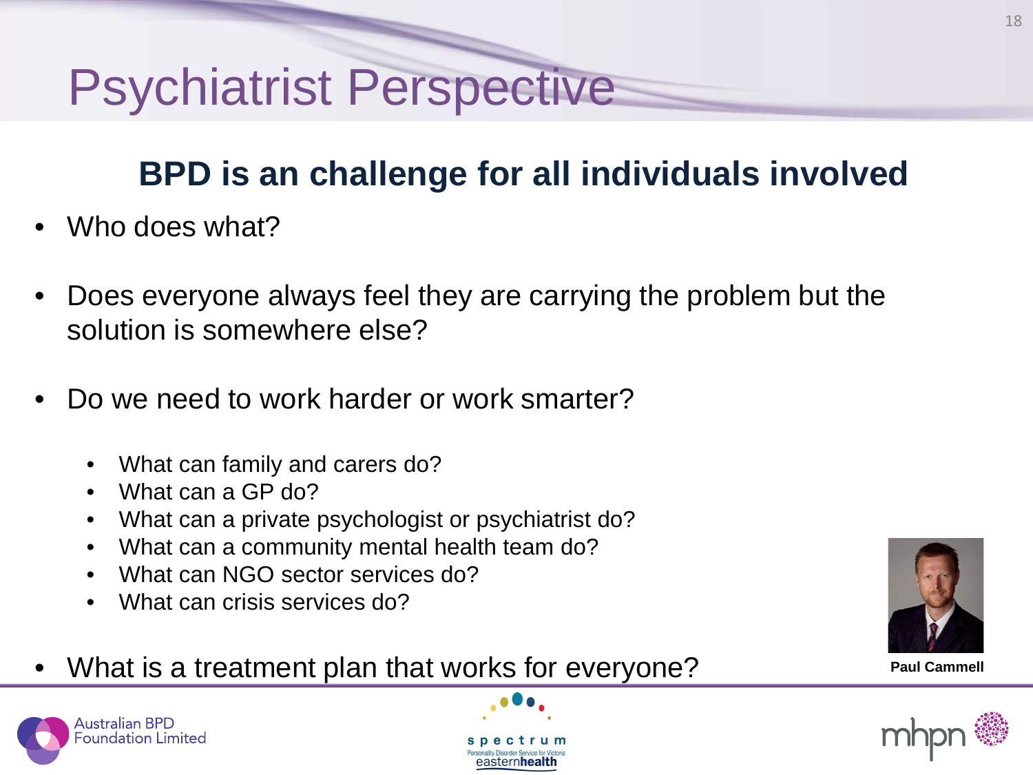# Psychiatrist Perspective

## BPD is an challenge for all individuals involved

- Who does what?
- Does everyone always feel they are carrying the problem but the solution is somewhere else?
- Do we need to work harder or work smarter?
  - What can family and carers do?
  - What can a GP do?
  - What can a private psychologist or psychiatrist do?
  - What can a community mental health team do?
  - What can NGO sector services do?
  - What can crisis services do?
- What is a treatment plan that works for everyone?

**Paul Cammell**

Australian BPD Foundation Limited

spectrum Personality Disorder Service for Victoria easternhealth

mhpn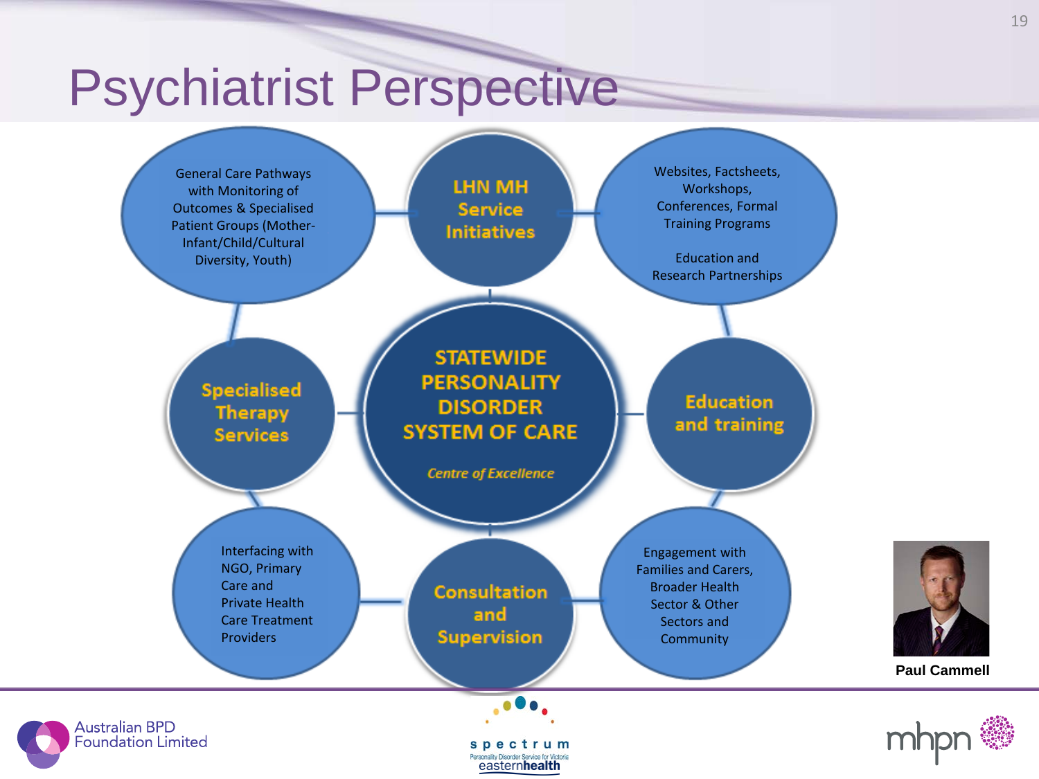# Psychiatrist Perspective

**STATEWIDE PERSONALITY DISORDER SYSTEM OF CARE**

*Centre of Excellence*

**LHN MH Service Initiatives**

General Care Pathways with Monitoring of Outcomes & Specialised Patient Groups (Mother-Infant/Child/Cultural Diversity, Youth)

Websites, Factsheets, Workshops, Conferences, Formal Training Programs

Education and Research Partnerships

**Specialised Therapy Services**

**Education and training**

Interfacing with NGO, Primary Care and Private Health Care Treatment Providers

**Consultation and Supervision**

Engagement with Families and Carers, Broader Health Sector & Other Sectors and Community

**Paul Cammell**

Australian BPD Foundation Limited

spectrum — Personality Disorder Service for Victoria — easternhealth

mhpn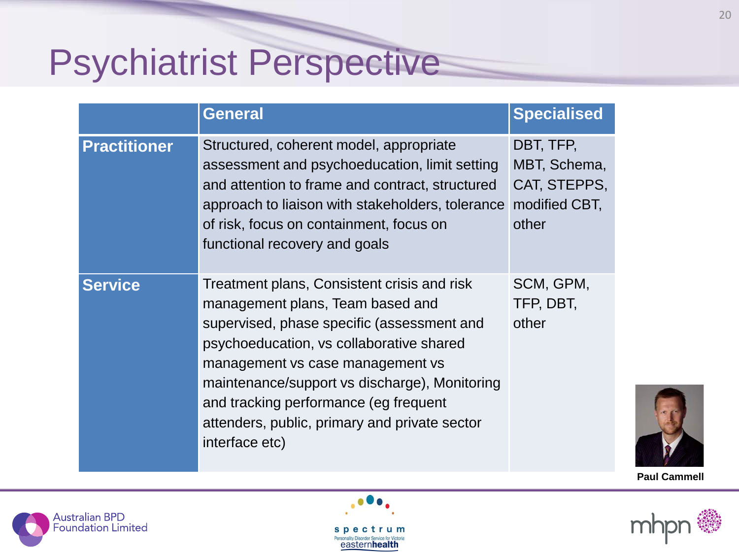# Psychiatrist Perspective

| | General | Specialised |
|---|---|---|
| **Practitioner** | Structured, coherent model, appropriate assessment and psychoeducation, limit setting and attention to frame and contract, structured approach to liaison with stakeholders, tolerance of risk, focus on containment, focus on functional recovery and goals | DBT, TFP, MBT, Schema, CAT, STEPPS, modified CBT, other |
| **Service** | Treatment plans, Consistent crisis and risk management plans, Team based and supervised, phase specific (assessment and psychoeducation, vs collaborative shared management vs case management vs maintenance/support vs discharge), Monitoring and tracking performance (eg frequent attenders, public, primary and private sector interface etc) | SCM, GPM, TFP, DBT, other |

**Paul Cammell**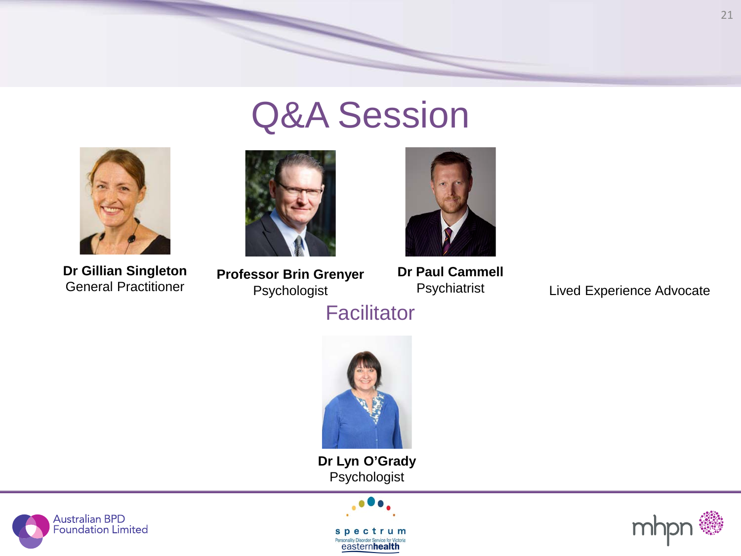# Q&A Session

**Dr Gillian Singleton**
General Practitioner

**Professor Brin Grenyer**
Psychologist

**Dr Paul Cammell**
Psychiatrist

Lived Experience Advocate

## Facilitator

**Dr Lyn O'Grady**
Psychologist

Australian BPD Foundation Limited

spectrum
Personality Disorder Service for Victoria
easternhealth

mhpn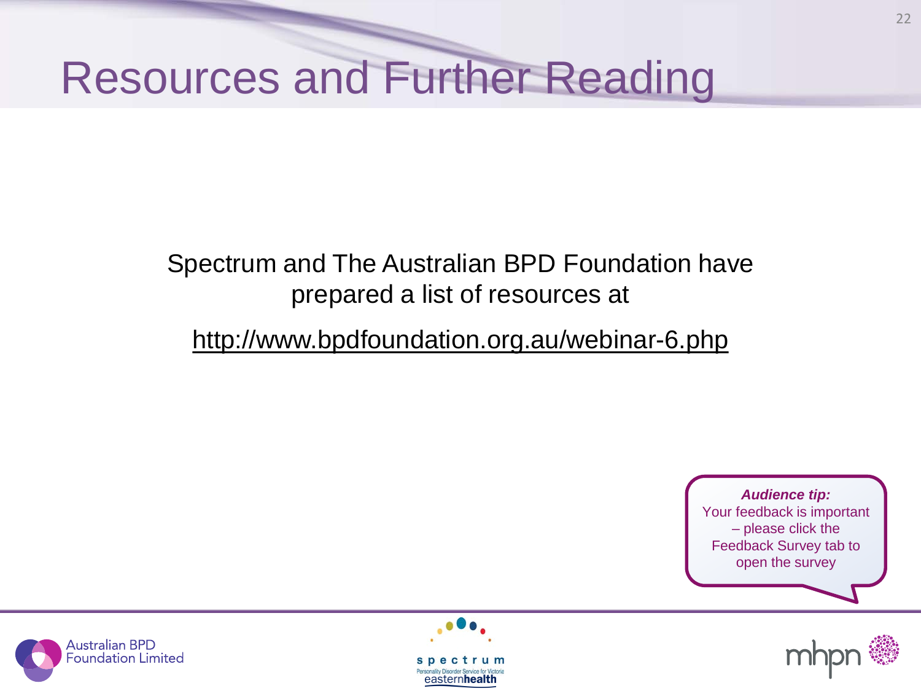# Resources and Further Reading

Spectrum and The Australian BPD Foundation have prepared a list of resources at

http://www.bpdfoundation.org.au/webinar-6.php

***Audience tip:***
Your feedback is important – please click the Feedback Survey tab to open the survey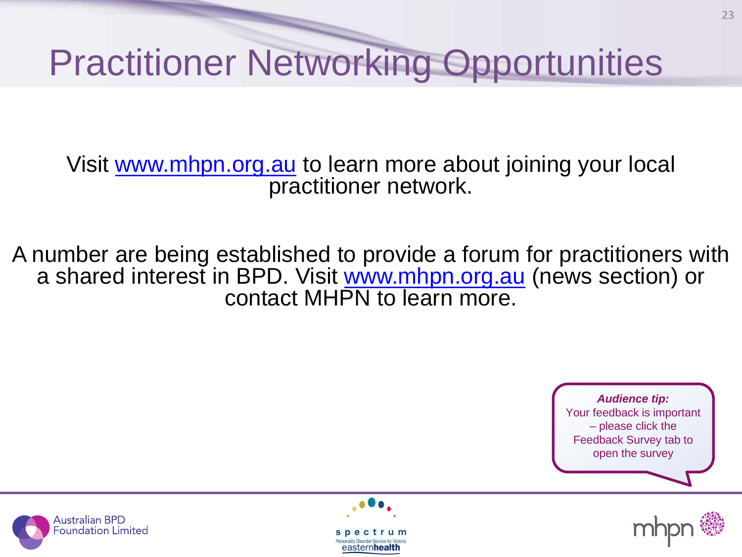# Practitioner Networking Opportunities

Visit www.mhpn.org.au to learn more about joining your local practitioner network.

A number are being established to provide a forum for practitioners with a shared interest in BPD. Visit www.mhpn.org.au (news section) or contact MHPN to learn more.

***Audience tip:***
Your feedback is important – please click the Feedback Survey tab to open the survey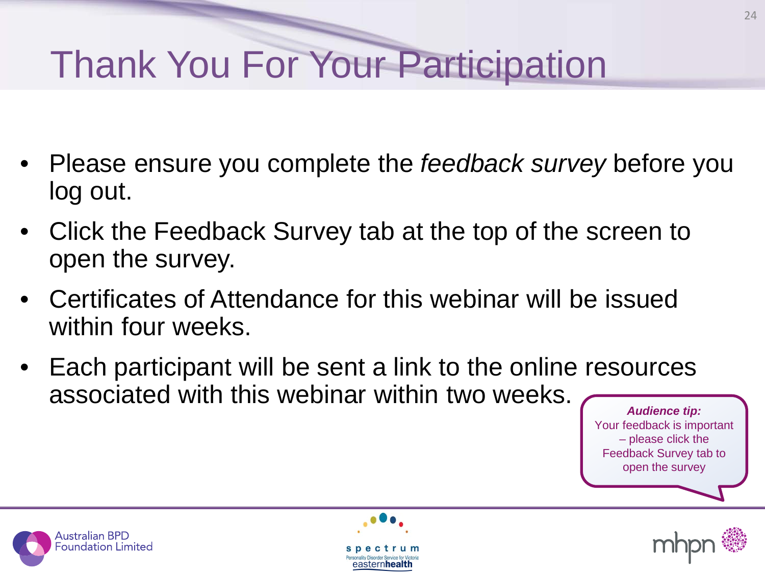# Thank You For Your Participation

- Please ensure you complete the *feedback survey* before you log out.
- Click the Feedback Survey tab at the top of the screen to open the survey.
- Certificates of Attendance for this webinar will be issued within four weeks.
- Each participant will be sent a link to the online resources associated with this webinar within two weeks.

***Audience tip:***
Your feedback is important – please click the Feedback Survey tab to open the survey

Australian BPD Foundation Limited

spectrum
Personality Disorder Service for Victoria
easternhealth

mhpn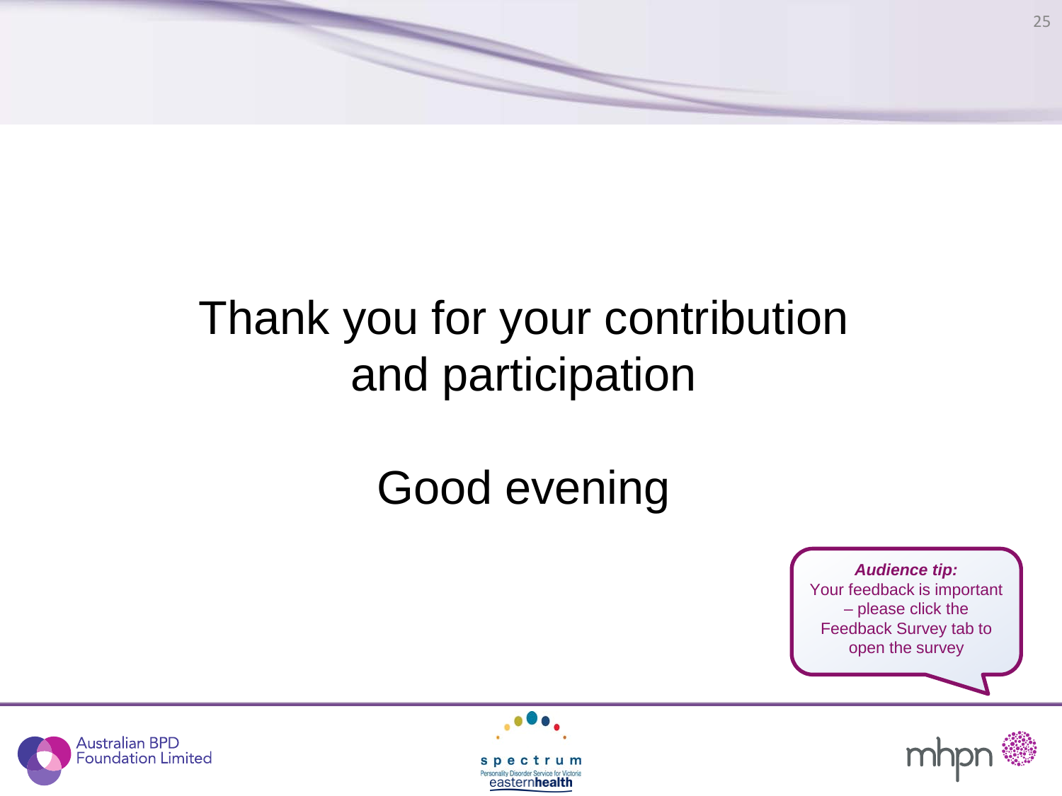Thank you for your contribution and participation

Good evening

***Audience tip:***
Your feedback is important – please click the Feedback Survey tab to open the survey

Australian BPD Foundation Limited

spectrum
Personality Disorder Service for Victoria
easternhealth

mhpn